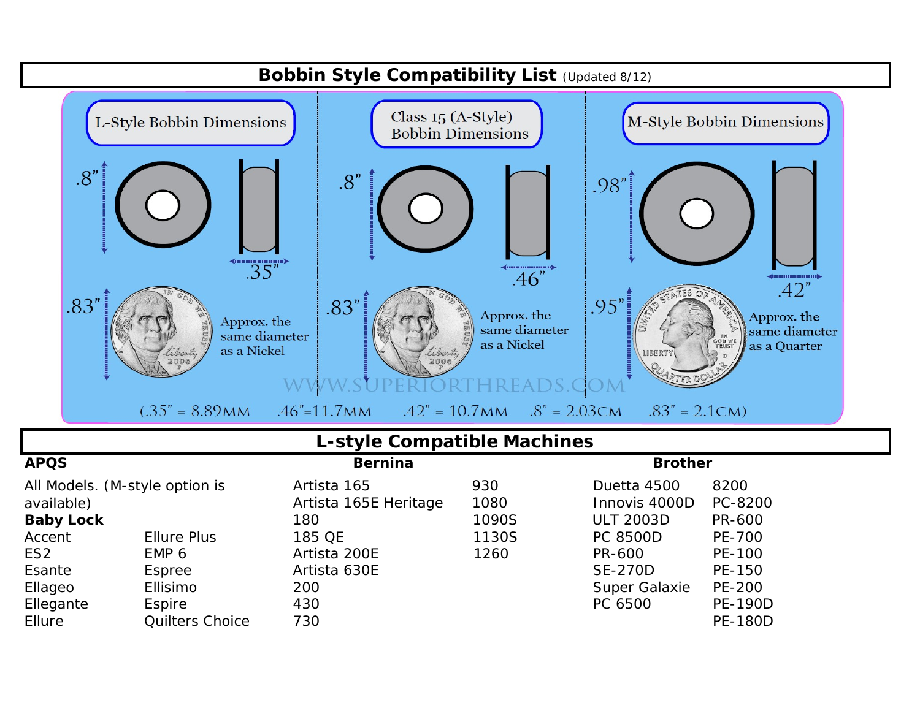# Bobbin Style Compatibility List (Updated 8/12)

**L-Style Bobbin Dimensions**

.8"

.35"

.83"

Approx. the same diameter as a Nickel

**Class 15 (A-Style) Bobbin Dimensions**

.8"

.46"

.83"

Approx. the same diameter as a Nickel

**M-Style Bobbin Dimensions**

.98"

.42"

.95"

Approx. the same diameter as a Quarter

WWW.SUPERIORTHREADS.COM

(.35" = 8.89MM .46"=11.7MM .42" = 10.7MM .8" = 2.03CM .83" = 2.1CM)

## L-style Compatible Machines

### APQS

All Models. (M-style option is available)

### Baby Lock

| | |
|---|---|
| Accent | Ellure Plus |
| ES2 | EMP 6 |
| Esante | Espree |
| Ellageo | Ellisimo |
| Ellegante | Espire |
| Ellure | Quilters Choice |

### Bernina

| | |
|---|---|
| Artista 165 | 930 |
| Artista 165E Heritage | 1080 |
| 180 | 1090S |
| 185 QE | 1130S |
| Artista 200E | 1260 |
| Artista 630E | |
| 200 | |
| 430 | |
| 730 | |

### Brother

| | |
|---|---|
| Duetta 4500 | 8200 |
| Innovis 4000D | PC-8200 |
| ULT 2003D | PR-600 |
| PC 8500D | PE-700 |
| PR-600 | PE-100 |
| SE-270D | PE-150 |
| Super Galaxie | PE-200 |
| PC 6500 | PE-190D |
| | PE-180D |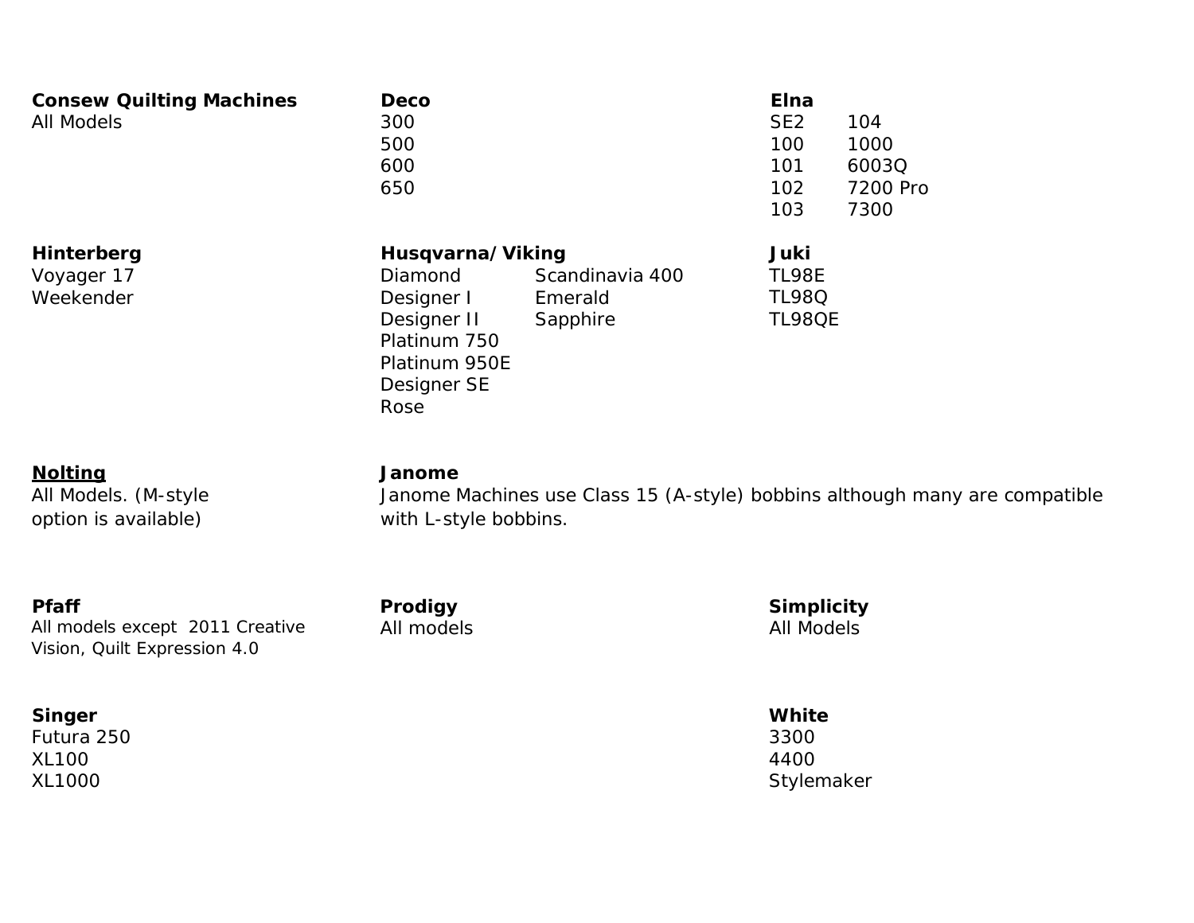**Consew Quilting Machines**
All Models

**Deco**
300
500
600
650

**Elna**
SE2
100
101
102
103
104
1000
6003Q
7200 Pro
7300

**Hinterberg**
Voyager 17
Weekender

**Husqvarna/Viking**
Diamond
Designer I
Designer II
Platinum 750
Platinum 950E
Designer SE
Rose
Scandinavia 400
Emerald
Sapphire

**Juki**
TL98E
TL98Q
TL98QE

**<u>Nolting</u>**
All Models. (M-style option is available)

**Janome**
Janome Machines use Class 15 (A-style) bobbins although many are compatible with L-style bobbins.

**Pfaff**
All models except 2011 Creative Vision, Quilt Expression 4.0

**Prodigy**
All models

**Simplicity**
All Models

**Singer**
Futura 250
XL100
XL1000

**White**
3300
4400
Stylemaker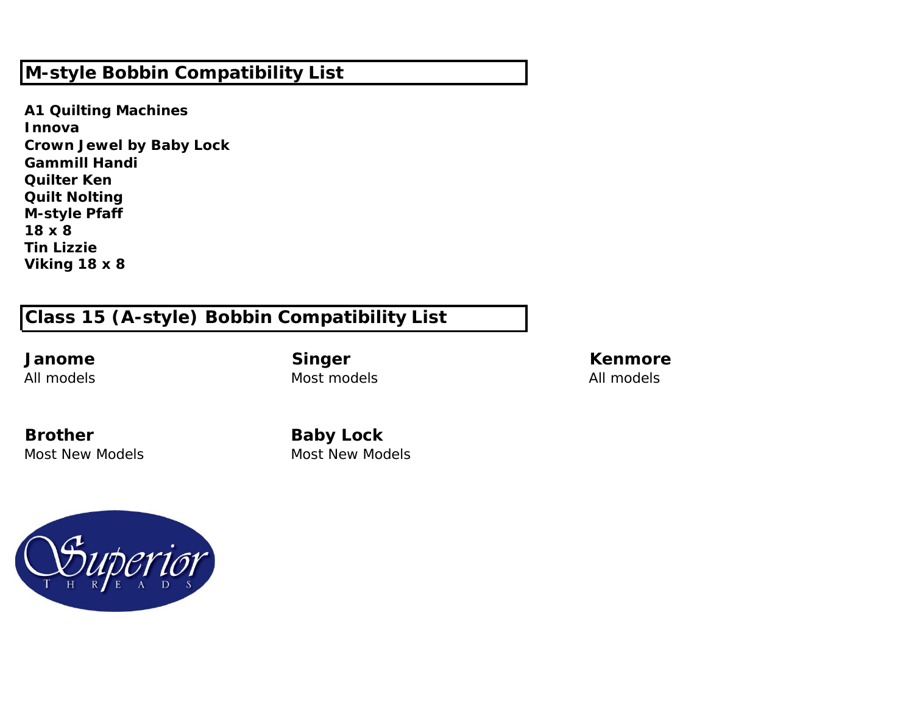## M-style Bobbin Compatibility List

**A1 Quilting Machines**
**Innova**
**Crown Jewel by Baby Lock**
**Gammill Handi**
**Quilter Ken**
**Quilt Nolting**
**M-style Pfaff**
**18 x 8**
**Tin Lizzie**
**Viking 18 x 8**

## Class 15 (A-style) Bobbin Compatibility List

**Janome**
All models

**Singer**
Most models

**Kenmore**
All models

**Brother**
Most New Models

**Baby Lock**
Most New Models

Superior THREADS